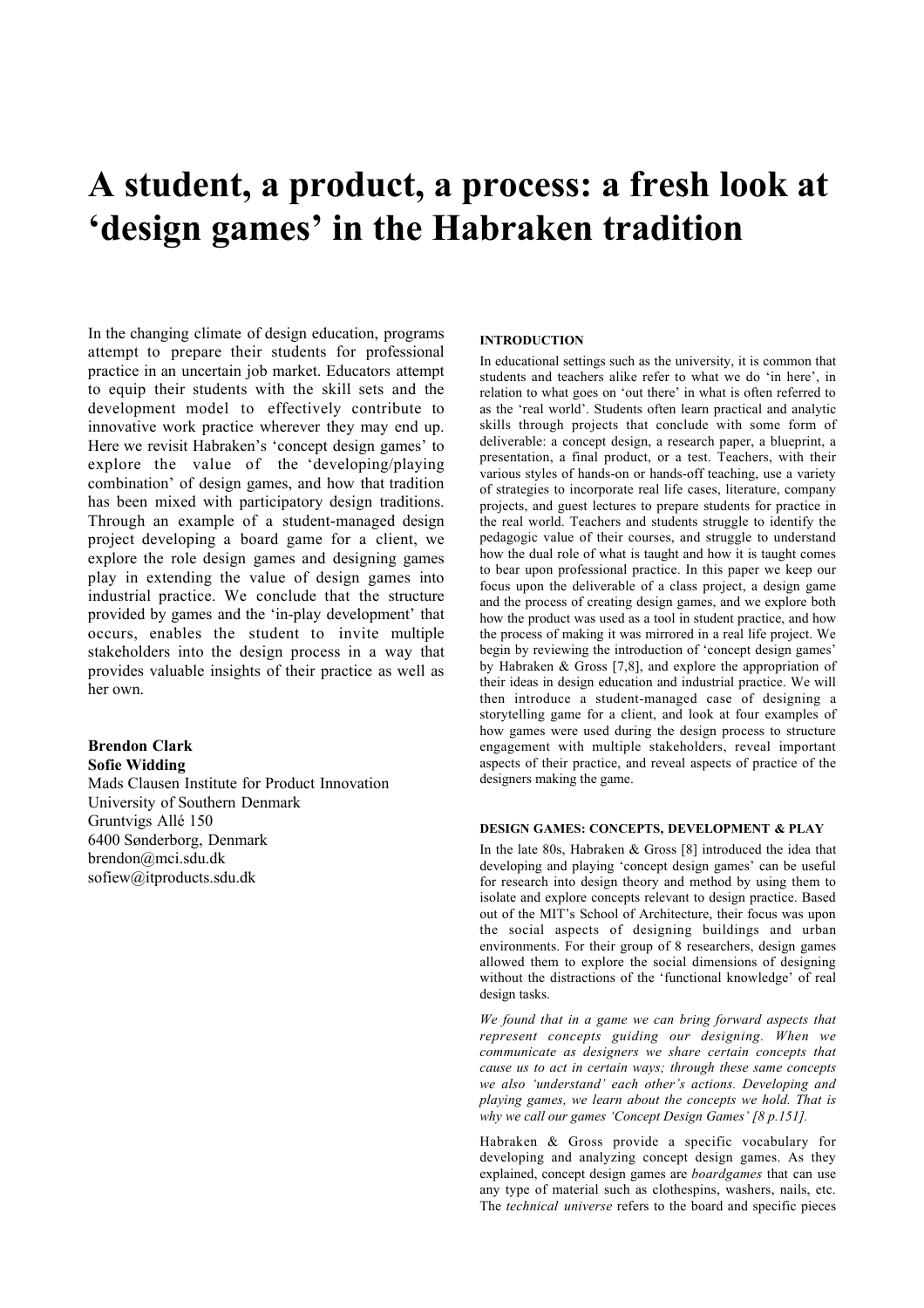# A student, a product, a process: a fresh look at 'design games' in the Habraken tradition

In the changing climate of design education, programs attempt to prepare their students for professional practice in an uncertain job market. Educators attempt to equip their students with the skill sets and the development model to effectively contribute to innovative work practice wherever they may end up. Here we revisit Habraken's 'concept design games' to explore the value of the 'developing/playing combination' of design games, and how that tradition has been mixed with participatory design traditions. Through an example of a student-managed design project developing a board game for a client, we explore the role design games and designing games play in extending the value of design games into industrial practice. We conclude that the structure provided by games and the 'in-play development' that occurs, enables the student to invite multiple stakeholders into the design process in a way that provides valuable insights of their practice as well as her own.

**Brendon Clark**
**Sofie Widding**
Mads Clausen Institute for Product Innovation
University of Southern Denmark
Gruntvigs Allé 150
6400 Sønderborg, Denmark
brendon@mci.sdu.dk
sofiew@itproducts.sdu.dk

#### INTRODUCTION

In educational settings such as the university, it is common that students and teachers alike refer to what we do 'in here', in relation to what goes on 'out there' in what is often referred to as the 'real world'. Students often learn practical and analytic skills through projects that conclude with some form of deliverable: a concept design, a research paper, a blueprint, a presentation, a final product, or a test. Teachers, with their various styles of hands-on or hands-off teaching, use a variety of strategies to incorporate real life cases, literature, company projects, and guest lectures to prepare students for practice in the real world. Teachers and students struggle to identify the pedagogic value of their courses, and struggle to understand how the dual role of what is taught and how it is taught comes to bear upon professional practice. In this paper we keep our focus upon the deliverable of a class project, a design game and the process of creating design games, and we explore both how the product was used as a tool in student practice, and how the process of making it was mirrored in a real life project. We begin by reviewing the introduction of 'concept design games' by Habraken & Gross [7,8], and explore the appropriation of their ideas in design education and industrial practice. We will then introduce a student-managed case of designing a storytelling game for a client, and look at four examples of how games were used during the design process to structure engagement with multiple stakeholders, reveal important aspects of their practice, and reveal aspects of practice of the designers making the game.

#### DESIGN GAMES: CONCEPTS, DEVELOPMENT & PLAY

In the late 80s, Habraken & Gross [8] introduced the idea that developing and playing 'concept design games' can be useful for research into design theory and method by using them to isolate and explore concepts relevant to design practice. Based out of the MIT's School of Architecture, their focus was upon the social aspects of designing buildings and urban environments. For their group of 8 researchers, design games allowed them to explore the social dimensions of designing without the distractions of the 'functional knowledge' of real design tasks.

*We found that in a game we can bring forward aspects that represent concepts guiding our designing. When we communicate as designers we share certain concepts that cause us to act in certain ways; through these same concepts we also 'understand' each other's actions. Developing and playing games, we learn about the concepts we hold. That is why we call our games 'Concept Design Games' [8 p.151].*

Habraken & Gross provide a specific vocabulary for developing and analyzing concept design games. As they explained, concept design games are *boardgames* that can use any type of material such as clothespins, washers, nails, etc. The *technical universe* refers to the board and specific pieces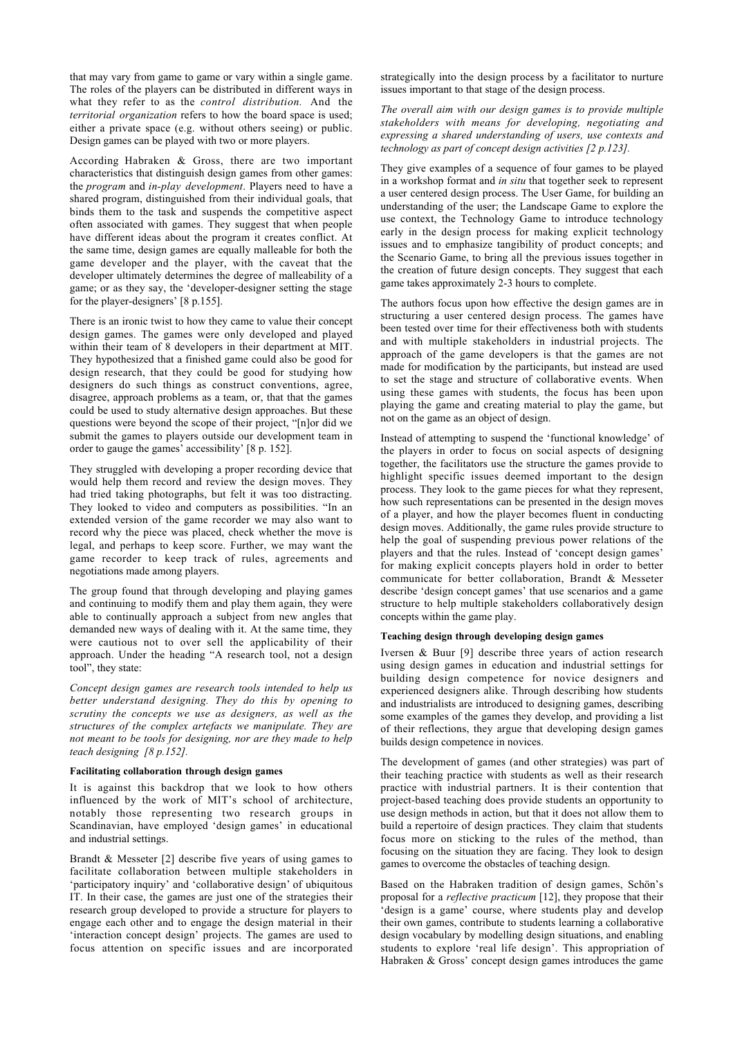that may vary from game to game or vary within a single game. The roles of the players can be distributed in different ways in what they refer to as the *control distribution.* And the *territorial organization* refers to how the board space is used; either a private space (e.g. without others seeing) or public. Design games can be played with two or more players.

According Habraken & Gross, there are two important characteristics that distinguish design games from other games: the *program* and *in-play development*. Players need to have a shared program, distinguished from their individual goals, that binds them to the task and suspends the competitive aspect often associated with games. They suggest that when people have different ideas about the program it creates conflict. At the same time, design games are equally malleable for both the game developer and the player, with the caveat that the developer ultimately determines the degree of malleability of a game; or as they say, the 'developer-designer setting the stage for the player-designers' [8 p.155].

There is an ironic twist to how they came to value their concept design games. The games were only developed and played within their team of 8 developers in their department at MIT. They hypothesized that a finished game could also be good for design research, that they could be good for studying how designers do such things as construct conventions, agree, disagree, approach problems as a team, or, that that the games could be used to study alternative design approaches. But these questions were beyond the scope of their project, "[n]or did we submit the games to players outside our development team in order to gauge the games' accessibility' [8 p. 152].

They struggled with developing a proper recording device that would help them record and review the design moves. They had tried taking photographs, but felt it was too distracting. They looked to video and computers as possibilities. "In an extended version of the game recorder we may also want to record why the piece was placed, check whether the move is legal, and perhaps to keep score. Further, we may want the game recorder to keep track of rules, agreements and negotiations made among players.

The group found that through developing and playing games and continuing to modify them and play them again, they were able to continually approach a subject from new angles that demanded new ways of dealing with it. At the same time, they were cautious not to over sell the applicability of their approach. Under the heading "A research tool, not a design tool", they state:

*Concept design games are research tools intended to help us better understand designing. They do this by opening to scrutiny the concepts we use as designers, as well as the structures of the complex artefacts we manipulate. They are not meant to be tools for designing, nor are they made to help teach designing [8 p.152].*

**Facilitating collaboration through design games**

It is against this backdrop that we look to how others influenced by the work of MIT's school of architecture, notably those representing two research groups in Scandinavian, have employed 'design games' in educational and industrial settings.

Brandt & Messeter [2] describe five years of using games to facilitate collaboration between multiple stakeholders in 'participatory inquiry' and 'collaborative design' of ubiquitous IT. In their case, the games are just one of the strategies their research group developed to provide a structure for players to engage each other and to engage the design material in their 'interaction concept design' projects. The games are used to focus attention on specific issues and are incorporated strategically into the design process by a facilitator to nurture issues important to that stage of the design process.

*The overall aim with our design games is to provide multiple stakeholders with means for developing, negotiating and expressing a shared understanding of users, use contexts and technology as part of concept design activities [2 p.123].*

They give examples of a sequence of four games to be played in a workshop format and *in situ* that together seek to represent a user centered design process. The User Game, for building an understanding of the user; the Landscape Game to explore the use context, the Technology Game to introduce technology early in the design process for making explicit technology issues and to emphasize tangibility of product concepts; and the Scenario Game, to bring all the previous issues together in the creation of future design concepts. They suggest that each game takes approximately 2-3 hours to complete.

The authors focus upon how effective the design games are in structuring a user centered design process. The games have been tested over time for their effectiveness both with students and with multiple stakeholders in industrial projects. The approach of the game developers is that the games are not made for modification by the participants, but instead are used to set the stage and structure of collaborative events. When using these games with students, the focus has been upon playing the game and creating material to play the game, but not on the game as an object of design.

Instead of attempting to suspend the 'functional knowledge' of the players in order to focus on social aspects of designing together, the facilitators use the structure the games provide to highlight specific issues deemed important to the design process. They look to the game pieces for what they represent, how such representations can be presented in the design moves of a player, and how the player becomes fluent in conducting design moves. Additionally, the game rules provide structure to help the goal of suspending previous power relations of the players and that the rules. Instead of 'concept design games' for making explicit concepts players hold in order to better communicate for better collaboration, Brandt & Messeter describe 'design concept games' that use scenarios and a game structure to help multiple stakeholders collaboratively design concepts within the game play.

**Teaching design through developing design games**

Iversen & Buur [9] describe three years of action research using design games in education and industrial settings for building design competence for novice designers and experienced designers alike. Through describing how students and industrialists are introduced to designing games, describing some examples of the games they develop, and providing a list of their reflections, they argue that developing design games builds design competence in novices.

The development of games (and other strategies) was part of their teaching practice with students as well as their research practice with industrial partners. It is their contention that project-based teaching does provide students an opportunity to use design methods in action, but that it does not allow them to build a repertoire of design practices. They claim that students focus more on sticking to the rules of the method, than focusing on the situation they are facing. They look to design games to overcome the obstacles of teaching design.

Based on the Habraken tradition of design games, Schön's proposal for a *reflective practicum* [12], they propose that their 'design is a game' course, where students play and develop their own games, contribute to students learning a collaborative design vocabulary by modelling design situations, and enabling students to explore 'real life design'. This appropriation of Habraken & Gross' concept design games introduces the game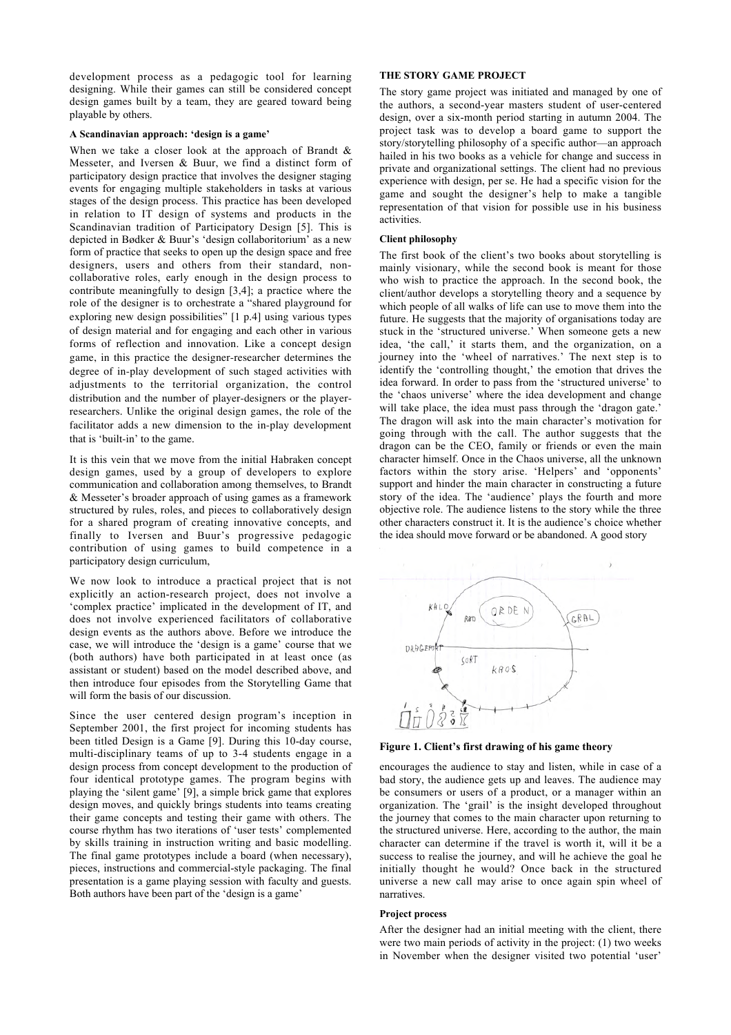development process as a pedagogic tool for learning designing. While their games can still be considered concept design games built by a team, they are geared toward being playable by others.

### A Scandinavian approach: 'design is a game'

When we take a closer look at the approach of Brandt & Messeter, and Iversen & Buur, we find a distinct form of participatory design practice that involves the designer staging events for engaging multiple stakeholders in tasks at various stages of the design process. This practice has been developed in relation to IT design of systems and products in the Scandinavian tradition of Participatory Design [5]. This is depicted in Bødker & Buur's 'design collaboritorium' as a new form of practice that seeks to open up the design space and free designers, users and others from their standard, non-collaborative roles, early enough in the design process to contribute meaningfully to design [3,4]; a practice where the role of the designer is to orchestrate a "shared playground for exploring new design possibilities" [1 p.4] using various types of design material and for engaging and each other in various forms of reflection and innovation. Like a concept design game, in this practice the designer-researcher determines the degree of in-play development of such staged activities with adjustments to the territorial organization, the control distribution and the number of player-designers or the player-researchers. Unlike the original design games, the role of the facilitator adds a new dimension to the in-play development that is 'built-in' to the game.

It is this vein that we move from the initial Habraken concept design games, used by a group of developers to explore communication and collaboration among themselves, to Brandt & Messeter's broader approach of using games as a framework structured by rules, roles, and pieces to collaboratively design for a shared program of creating innovative concepts, and finally to Iversen and Buur's progressive pedagogic contribution of using games to build competence in a participatory design curriculum,

We now look to introduce a practical project that is not explicitly an action-research project, does not involve a 'complex practice' implicated in the development of IT, and does not involve experienced facilitators of collaborative design events as the authors above. Before we introduce the case, we will introduce the 'design is a game' course that we (both authors) have both participated in at least once (as assistant or student) based on the model described above, and then introduce four episodes from the Storytelling Game that will form the basis of our discussion.

Since the user centered design program's inception in September 2001, the first project for incoming students has been titled Design is a Game [9]. During this 10-day course, multi-disciplinary teams of up to 3-4 students engage in a design process from concept development to the production of four identical prototype games. The program begins with playing the 'silent game' [9], a simple brick game that explores design moves, and quickly brings students into teams creating their game concepts and testing their game with others. The course rhythm has two iterations of 'user tests' complemented by skills training in instruction writing and basic modelling. The final game prototypes include a board (when necessary), pieces, instructions and commercial-style packaging. The final presentation is a game playing session with faculty and guests. Both authors have been part of the 'design is a game'

## THE STORY GAME PROJECT

The story game project was initiated and managed by one of the authors, a second-year masters student of user-centered design, over a six-month period starting in autumn 2004. The project task was to develop a board game to support the story/storytelling philosophy of a specific author—an approach hailed in his two books as a vehicle for change and success in private and organizational settings. The client had no previous experience with design, per se. He had a specific vision for the game and sought the designer's help to make a tangible representation of that vision for possible use in his business activities.

### Client philosophy

The first book of the client's two books about storytelling is mainly visionary, while the second book is meant for those who wish to practice the approach. In the second book, the client/author develops a storytelling theory and a sequence by which people of all walks of life can use to move them into the future. He suggests that the majority of organisations today are stuck in the 'structured universe.' When someone gets a new idea, 'the call,' it starts them, and the organization, on a journey into the 'wheel of narratives.' The next step is to identify the 'controlling thought,' the emotion that drives the idea forward. In order to pass from the 'structured universe' to the 'chaos universe' where the idea development and change will take place, the idea must pass through the 'dragon gate.' The dragon will ask into the main character's motivation for going through with the call. The author suggests that the dragon can be the CEO, family or friends or even the main character himself. Once in the Chaos universe, all the unknown factors within the story arise. 'Helpers' and 'opponents' support and hinder the main character in constructing a future story of the idea. The 'audience' plays the fourth and more objective role. The audience listens to the story while the three other characters construct it. It is the audience's choice whether the idea should move forward or be abandoned. A good story

**Figure 1. Client's first drawing of his game theory**

encourages the audience to stay and listen, while in case of a bad story, the audience gets up and leaves. The audience may be consumers or users of a product, or a manager within an organization. The 'grail' is the insight developed throughout the journey that comes to the main character upon returning to the structured universe. Here, according to the author, the main character can determine if the travel is worth it, will it be a success to realise the journey, and will he achieve the goal he initially thought he would? Once back in the structured universe a new call may arise to once again spin wheel of narratives.

### Project process

After the designer had an initial meeting with the client, there were two main periods of activity in the project: (1) two weeks in November when the designer visited two potential 'user'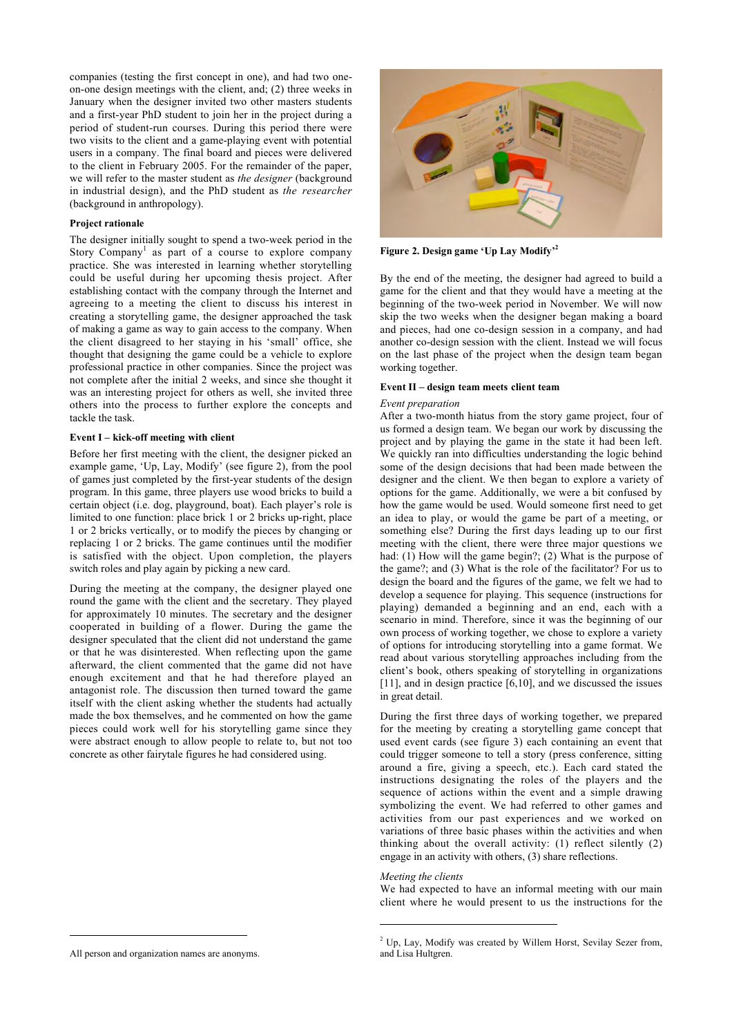companies (testing the first concept in one), and had two one-on-one design meetings with the client, and; (2) three weeks in January when the designer invited two other masters students and a first-year PhD student to join her in the project during a period of student-run courses. During this period there were two visits to the client and a game-playing event with potential users in a company. The final board and pieces were delivered to the client in February 2005. For the remainder of the paper, we will refer to the master student as *the designer* (background in industrial design), and the PhD student as *the researcher* (background in anthropology).

**Project rationale**

The designer initially sought to spend a two-week period in the Story Company[1] as part of a course to explore company practice. She was interested in learning whether storytelling could be useful during her upcoming thesis project. After establishing contact with the company through the Internet and agreeing to a meeting the client to discuss his interest in creating a storytelling game, the designer approached the task of making a game as way to gain access to the company. When the client disagreed to her staying in his 'small' office, she thought that designing the game could be a vehicle to explore professional practice in other companies. Since the project was not complete after the initial 2 weeks, and since she thought it was an interesting project for others as well, she invited three others into the process to further explore the concepts and tackle the task.

**Event I – kick-off meeting with client**

Before her first meeting with the client, the designer picked an example game, 'Up, Lay, Modify' (see figure 2), from the pool of games just completed by the first-year students of the design program. In this game, three players use wood bricks to build a certain object (i.e. dog, playground, boat). Each player's role is limited to one function: place brick 1 or 2 bricks up-right, place 1 or 2 bricks vertically, or to modify the pieces by changing or replacing 1 or 2 bricks. The game continues until the modifier is satisfied with the object. Upon completion, the players switch roles and play again by picking a new card.

During the meeting at the company, the designer played one round the game with the client and the secretary. They played for approximately 10 minutes. The secretary and the designer cooperated in building of a flower. During the game the designer speculated that the client did not understand the game or that he was disinterested. When reflecting upon the game afterward, the client commented that the game did not have enough excitement and that he had therefore played an antagonist role. The discussion then turned toward the game itself with the client asking whether the students had actually made the box themselves, and he commented on how the game pieces could work well for his storytelling game since they were abstract enough to allow people to relate to, but not too concrete as other fairytale figures he had considered using.

**Figure 2. Design game 'Up Lay Modify'[2]**

By the end of the meeting, the designer had agreed to build a game for the client and that they would have a meeting at the beginning of the two-week period in November. We will now skip the two weeks when the designer began making a board and pieces, had one co-design session in a company, and had another co-design session with the client. Instead we will focus on the last phase of the project when the design team began working together.

**Event II – design team meets client team**

*Event preparation*

After a two-month hiatus from the story game project, four of us formed a design team. We began our work by discussing the project and by playing the game in the state it had been left. We quickly ran into difficulties understanding the logic behind some of the design decisions that had been made between the designer and the client. We then began to explore a variety of options for the game. Additionally, we were a bit confused by how the game would be used. Would someone first need to get an idea to play, or would the game be part of a meeting, or something else? During the first days leading up to our first meeting with the client, there were three major questions we had: (1) How will the game begin?; (2) What is the purpose of the game?; and (3) What is the role of the facilitator? For us to design the board and the figures of the game, we felt we had to develop a sequence for playing. This sequence (instructions for playing) demanded a beginning and an end, each with a scenario in mind. Therefore, since it was the beginning of our own process of working together, we chose to explore a variety of options for introducing storytelling into a game format. We read about various storytelling approaches including from the client's book, others speaking of storytelling in organizations [11], and in design practice [6,10], and we discussed the issues in great detail.

During the first three days of working together, we prepared for the meeting by creating a storytelling game concept that used event cards (see figure 3) each containing an event that could trigger someone to tell a story (press conference, sitting around a fire, giving a speech, etc.). Each card stated the instructions designating the roles of the players and the sequence of actions within the event and a simple drawing symbolizing the event. We had referred to other games and activities from our past experiences and we worked on variations of three basic phases within the activities and when thinking about the overall activity: (1) reflect silently (2) engage in an activity with others, (3) share reflections.

*Meeting the clients*

We had expected to have an informal meeting with our main client where he would present to us the instructions for the

---

[1] All person and organization names are anonyms.

[2] Up, Lay, Modify was created by Willem Horst, Sevilay Sezer from, and Lisa Hultgren.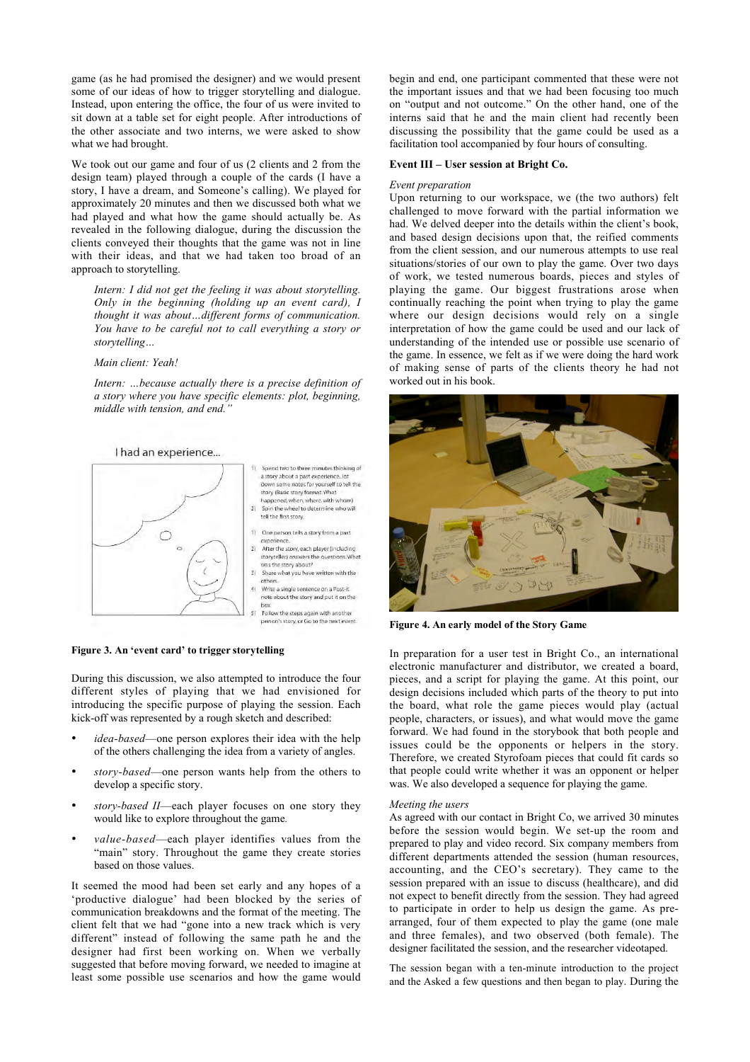game (as he had promised the designer) and we would present some of our ideas of how to trigger storytelling and dialogue. Instead, upon entering the office, the four of us were invited to sit down at a table set for eight people. After introductions of the other associate and two interns, we were asked to show what we had brought.

We took out our game and four of us (2 clients and 2 from the design team) played through a couple of the cards (I have a story, I have a dream, and Someone's calling). We played for approximately 20 minutes and then we discussed both what we had played and what how the game should actually be. As revealed in the following dialogue, during the discussion the clients conveyed their thoughts that the game was not in line with their ideas, and that we had taken too broad of an approach to storytelling.

> *Intern: I did not get the feeling it was about storytelling. Only in the beginning (holding up an event card), I thought it was about…different forms of communication. You have to be careful not to call everything a story or storytelling…*
>
> *Main client: Yeah!*
>
> *Intern: …because actually there is a precise definition of a story where you have specific elements: plot, beginning, middle with tension, and end."*

I had an experience...

1) Spend two to three minutes thinking of a story about a past experience, jot down some notes for yourself to tell the story (Basic story format: What happened, when, where, with whom)
2) Spin the wheel to determine who will tell the first story.

1) One person tells a story from a past experience.
2) After the story, each player (including storyteller) answers the questions: What was the story about?
3) Share what you have written with the others.
4) Write a single sentence on a Post-it note about the story and put it on the box.
5) Follow the steps again with another person's story, or Go to the next event.

**Figure 3. An 'event card' to trigger storytelling**

During this discussion, we also attempted to introduce the four different styles of playing that we had envisioned for introducing the specific purpose of playing the session. Each kick-off was represented by a rough sketch and described:

- *idea-based*—one person explores their idea with the help of the others challenging the idea from a variety of angles.
- *story-based*—one person wants help from the others to develop a specific story.
- *story-based II*—each player focuses on one story they would like to explore throughout the game*.*
- *value-based*—each player identifies values from the "main" story. Throughout the game they create stories based on those values.

It seemed the mood had been set early and any hopes of a 'productive dialogue' had been blocked by the series of communication breakdowns and the format of the meeting. The client felt that we had "gone into a new track which is very different" instead of following the same path he and the designer had first been working on. When we verbally suggested that before moving forward, we needed to imagine at least some possible use scenarios and how the game would begin and end, one participant commented that these were not the important issues and that we had been focusing too much on "output and not outcome." On the other hand, one of the interns said that he and the main client had recently been discussing the possibility that the game could be used as a facilitation tool accompanied by four hours of consulting.

### Event III – User session at Bright Co.

*Event preparation*

Upon returning to our workspace, we (the two authors) felt challenged to move forward with the partial information we had. We delved deeper into the details within the client's book, and based design decisions upon that, the reified comments from the client session, and our numerous attempts to use real situations/stories of our own to play the game. Over two days of work, we tested numerous boards, pieces and styles of playing the game. Our biggest frustrations arose when continually reaching the point when trying to play the game where our design decisions would rely on a single interpretation of how the game could be used and our lack of understanding of the intended use or possible use scenario of the game. In essence, we felt as if we were doing the hard work of making sense of parts of the clients theory he had not worked out in his book.

**Figure 4. An early model of the Story Game**

In preparation for a user test in Bright Co., an international electronic manufacturer and distributor, we created a board, pieces, and a script for playing the game. At this point, our design decisions included which parts of the theory to put into the board, what role the game pieces would play (actual people, characters, or issues), and what would move the game forward. We had found in the storybook that both people and issues could be the opponents or helpers in the story. Therefore, we created Styrofoam pieces that could fit cards so that people could write whether it was an opponent or helper was. We also developed a sequence for playing the game.

*Meeting the users*

As agreed with our contact in Bright Co, we arrived 30 minutes before the session would begin. We set-up the room and prepared to play and video record. Six company members from different departments attended the session (human resources, accounting, and the CEO's secretary). They came to the session prepared with an issue to discuss (healthcare), and did not expect to benefit directly from the session. They had agreed to participate in order to help us design the game. As pre-arranged, four of them expected to play the game (one male and three females), and two observed (both female). The designer facilitated the session, and the researcher videotaped.

The session began with a ten-minute introduction to the project and the Asked a few questions and then began to play. During the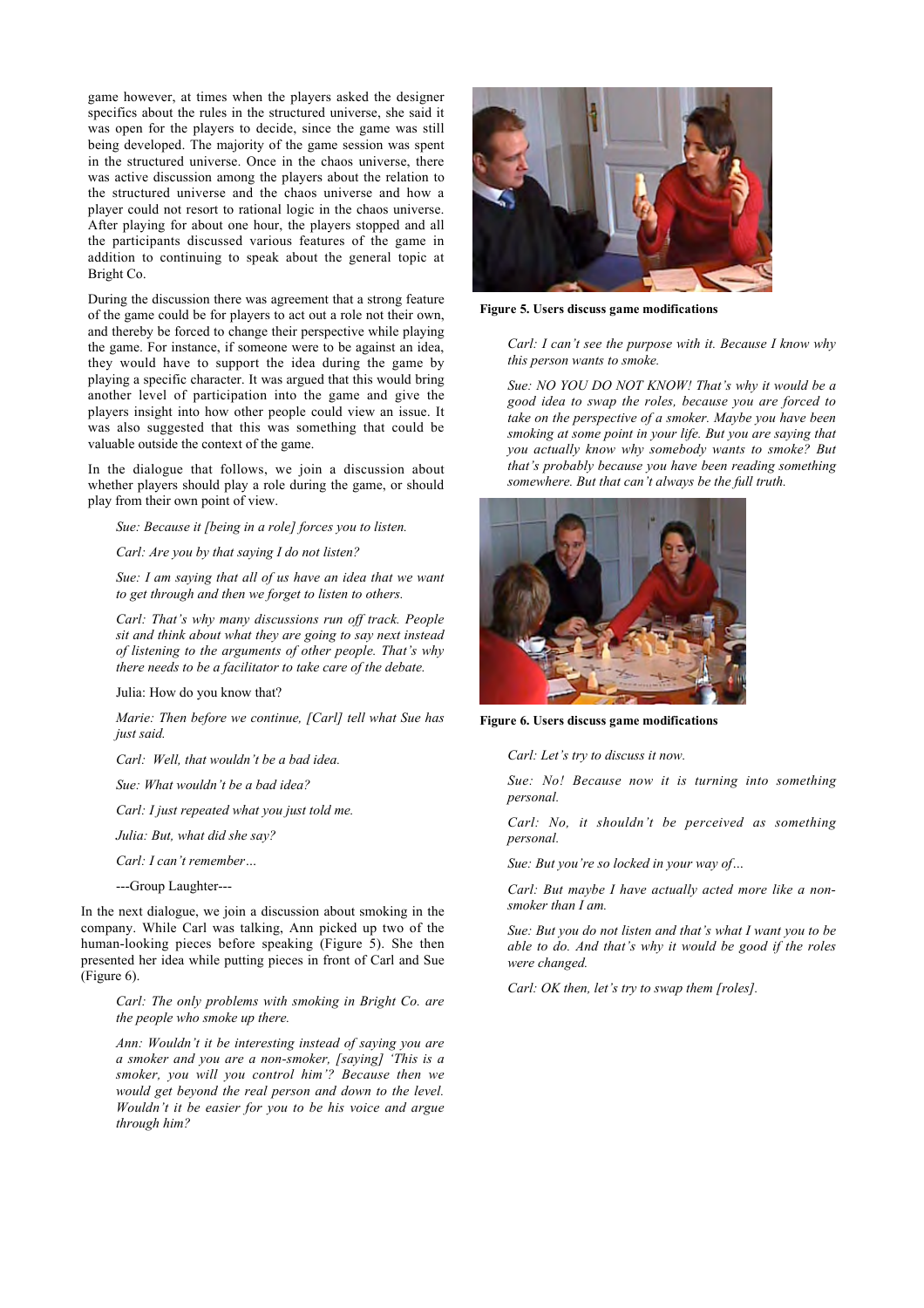game however, at times when the players asked the designer specifics about the rules in the structured universe, she said it was open for the players to decide, since the game was still being developed. The majority of the game session was spent in the structured universe. Once in the chaos universe, there was active discussion among the players about the relation to the structured universe and the chaos universe and how a player could not resort to rational logic in the chaos universe. After playing for about one hour, the players stopped and all the participants discussed various features of the game in addition to continuing to speak about the general topic at Bright Co.

During the discussion there was agreement that a strong feature of the game could be for players to act out a role not their own, and thereby be forced to change their perspective while playing the game. For instance, if someone were to be against an idea, they would have to support the idea during the game by playing a specific character. It was argued that this would bring another level of participation into the game and give the players insight into how other people could view an issue. It was also suggested that this was something that could be valuable outside the context of the game.

In the dialogue that follows, we join a discussion about whether players should play a role during the game, or should play from their own point of view.

> *Sue: Because it [being in a role] forces you to listen.*
>
> *Carl: Are you by that saying I do not listen?*
>
> *Sue: I am saying that all of us have an idea that we want to get through and then we forget to listen to others.*
>
> *Carl: That's why many discussions run off track. People sit and think about what they are going to say next instead of listening to the arguments of other people. That's why there needs to be a facilitator to take care of the debate.*
>
> Julia: How do you know that?
>
> *Marie: Then before we continue, [Carl] tell what Sue has just said.*
>
> *Carl: Well, that wouldn't be a bad idea.*
>
> *Sue: What wouldn't be a bad idea?*
>
> *Carl: I just repeated what you just told me.*
>
> *Julia: But, what did she say?*
>
> *Carl: I can't remember…*
>
> ---Group Laughter---

In the next dialogue, we join a discussion about smoking in the company. While Carl was talking, Ann picked up two of the human-looking pieces before speaking (Figure 5). She then presented her idea while putting pieces in front of Carl and Sue (Figure 6).

> *Carl: The only problems with smoking in Bright Co. are the people who smoke up there.*
>
> *Ann: Wouldn't it be interesting instead of saying you are a smoker and you are a non-smoker, [saying] 'This is a smoker, you will you control him'? Because then we would get beyond the real person and down to the level. Wouldn't it be easier for you to be his voice and argue through him?*

**Figure 5. Users discuss game modifications**

> *Carl: I can't see the purpose with it. Because I know why this person wants to smoke.*
>
> *Sue: NO YOU DO NOT KNOW! That's why it would be a good idea to swap the roles, because you are forced to take on the perspective of a smoker. Maybe you have been smoking at some point in your life. But you are saying that you actually know why somebody wants to smoke? But that's probably because you have been reading something somewhere. But that can't always be the full truth.*

**Figure 6. Users discuss game modifications**

> *Carl: Let's try to discuss it now.*
>
> *Sue: No! Because now it is turning into something personal.*
>
> *Carl: No, it shouldn't be perceived as something personal.*
>
> *Sue: But you're so locked in your way of…*
>
> *Carl: But maybe I have actually acted more like a non-smoker than I am.*
>
> *Sue: But you do not listen and that's what I want you to be able to do. And that's why it would be good if the roles were changed.*
>
> *Carl: OK then, let's try to swap them [roles].*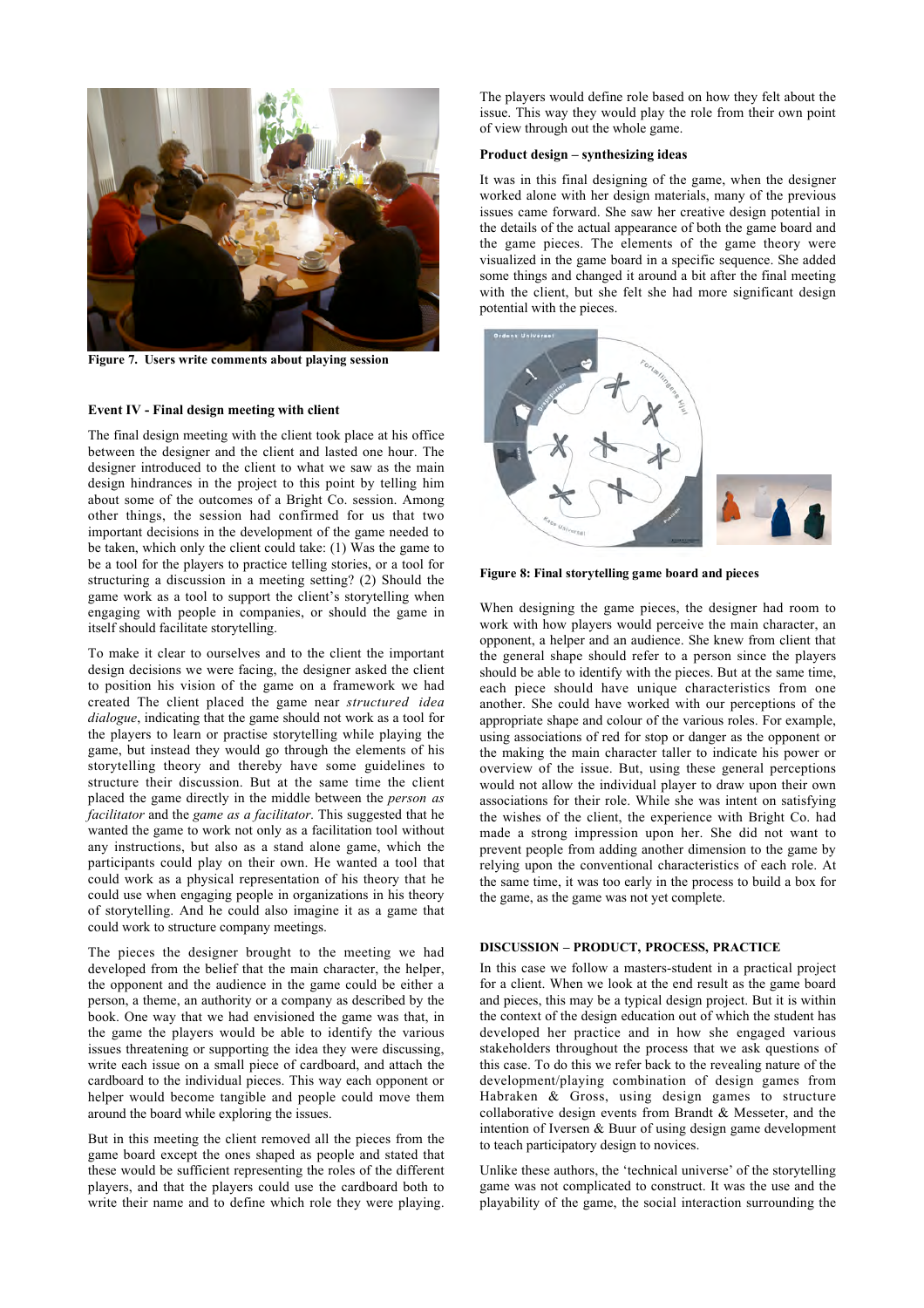Figure 7. Users write comments about playing session

### Event IV - Final design meeting with client

The final design meeting with the client took place at his office between the designer and the client and lasted one hour. The designer introduced to the client to what we saw as the main design hindrances in the project to this point by telling him about some of the outcomes of a Bright Co. session. Among other things, the session had confirmed for us that two important decisions in the development of the game needed to be taken, which only the client could take: (1) Was the game to be a tool for the players to practice telling stories, or a tool for structuring a discussion in a meeting setting? (2) Should the game work as a tool to support the client's storytelling when engaging with people in companies, or should the game in itself should facilitate storytelling.

To make it clear to ourselves and to the client the important design decisions we were facing, the designer asked the client to position his vision of the game on a framework we had created The client placed the game near *structured idea dialogue*, indicating that the game should not work as a tool for the players to learn or practise storytelling while playing the game, but instead they would go through the elements of his storytelling theory and thereby have some guidelines to structure their discussion. But at the same time the client placed the game directly in the middle between the *person as facilitator* and the *game as a facilitator*. This suggested that he wanted the game to work not only as a facilitation tool without any instructions, but also as a stand alone game, which the participants could play on their own. He wanted a tool that could work as a physical representation of his theory that he could use when engaging people in organizations in his theory of storytelling. And he could also imagine it as a game that could work to structure company meetings.

The pieces the designer brought to the meeting we had developed from the belief that the main character, the helper, the opponent and the audience in the game could be either a person, a theme, an authority or a company as described by the book. One way that we had envisioned the game was that, in the game the players would be able to identify the various issues threatening or supporting the idea they were discussing, write each issue on a small piece of cardboard, and attach the cardboard to the individual pieces. This way each opponent or helper would become tangible and people could move them around the board while exploring the issues.

But in this meeting the client removed all the pieces from the game board except the ones shaped as people and stated that these would be sufficient representing the roles of the different players, and that the players could use the cardboard both to write their name and to define which role they were playing. The players would define role based on how they felt about the issue. This way they would play the role from their own point of view through out the whole game.

### Product design – synthesizing ideas

It was in this final designing of the game, when the designer worked alone with her design materials, many of the previous issues came forward. She saw her creative design potential in the details of the actual appearance of both the game board and the game pieces. The elements of the game theory were visualized in the game board in a specific sequence. She added some things and changed it around a bit after the final meeting with the client, but she felt she had more significant design potential with the pieces.

Figure 8: Final storytelling game board and pieces

When designing the game pieces, the designer had room to work with how players would perceive the main character, an opponent, a helper and an audience. She knew from client that the general shape should refer to a person since the players should be able to identify with the pieces. But at the same time, each piece should have unique characteristics from one another. She could have worked with our perceptions of the appropriate shape and colour of the various roles. For example, using associations of red for stop or danger as the opponent or the making the main character taller to indicate his power or overview of the issue. But, using these general perceptions would not allow the individual player to draw upon their own associations for their role. While she was intent on satisfying the wishes of the client, the experience with Bright Co. had made a strong impression upon her. She did not want to prevent people from adding another dimension to the game by relying upon the conventional characteristics of each role. At the same time, it was too early in the process to build a box for the game, as the game was not yet complete.

## DISCUSSION – PRODUCT, PROCESS, PRACTICE

In this case we follow a masters-student in a practical project for a client. When we look at the end result as the game board and pieces, this may be a typical design project. But it is within the context of the design education out of which the student has developed her practice and in how she engaged various stakeholders throughout the process that we ask questions of this case. To do this we refer back to the revealing nature of the development/playing combination of design games from Habraken & Gross, using design games to structure collaborative design events from Brandt & Messeter, and the intention of Iversen & Buur of using design game development to teach participatory design to novices.

Unlike these authors, the 'technical universe' of the storytelling game was not complicated to construct. It was the use and the playability of the game, the social interaction surrounding the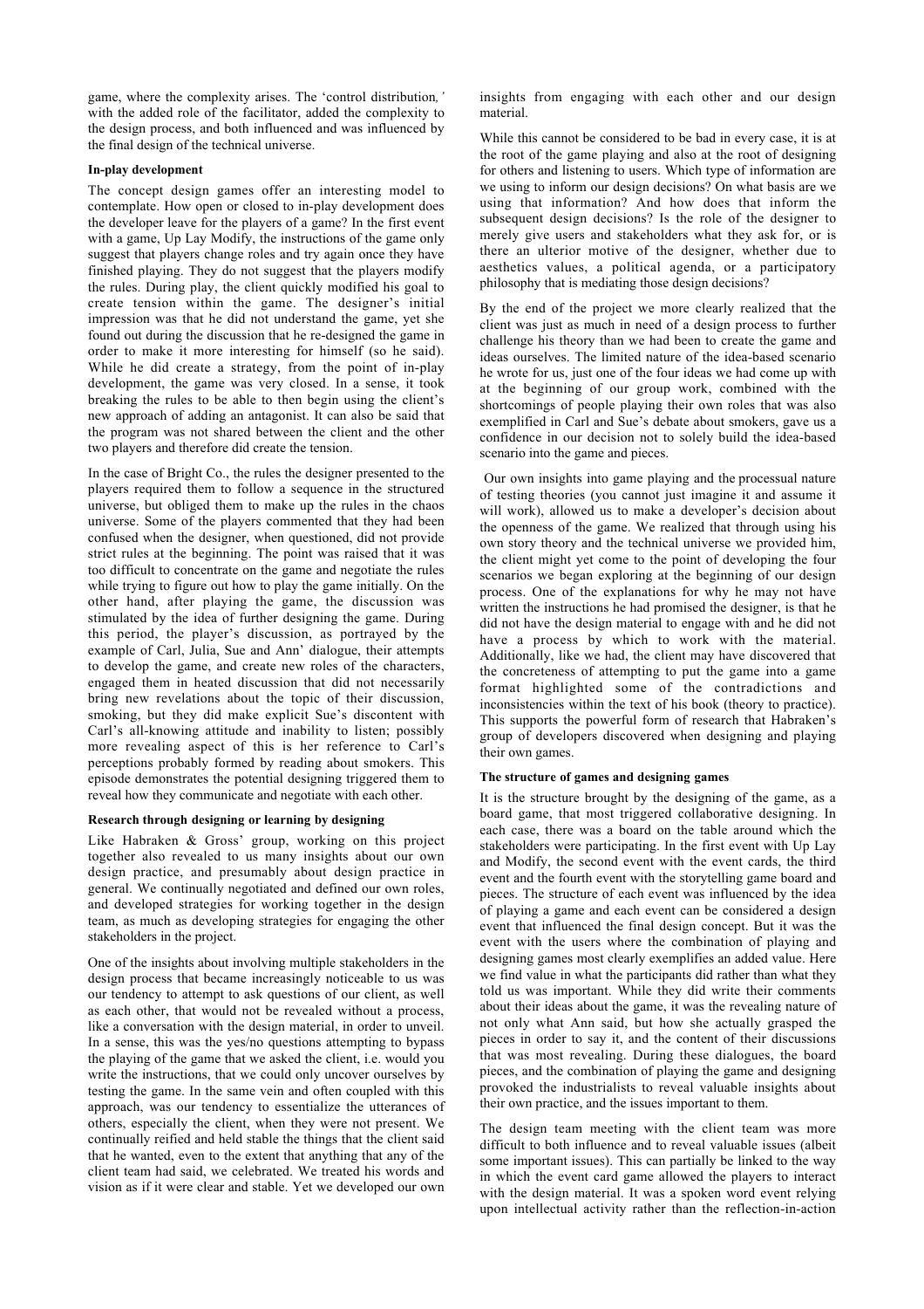game, where the complexity arises. The 'control distribution,' with the added role of the facilitator, added the complexity to the design process, and both influenced and was influenced by the final design of the technical universe.

**In-play development**

The concept design games offer an interesting model to contemplate. How open or closed to in-play development does the developer leave for the players of a game? In the first event with a game, Up Lay Modify, the instructions of the game only suggest that players change roles and try again once they have finished playing. They do not suggest that the players modify the rules. During play, the client quickly modified his goal to create tension within the game. The designer's initial impression was that he did not understand the game, yet she found out during the discussion that he re-designed the game in order to make it more interesting for himself (so he said). While he did create a strategy, from the point of in-play development, the game was very closed. In a sense, it took breaking the rules to be able to then begin using the client's new approach of adding an antagonist. It can also be said that the program was not shared between the client and the other two players and therefore did create the tension.

In the case of Bright Co., the rules the designer presented to the players required them to follow a sequence in the structured universe, but obliged them to make up the rules in the chaos universe. Some of the players commented that they had been confused when the designer, when questioned, did not provide strict rules at the beginning. The point was raised that it was too difficult to concentrate on the game and negotiate the rules while trying to figure out how to play the game initially. On the other hand, after playing the game, the discussion was stimulated by the idea of further designing the game. During this period, the player's discussion, as portrayed by the example of Carl, Julia, Sue and Ann' dialogue, their attempts to develop the game, and create new roles of the characters, engaged them in heated discussion that did not necessarily bring new revelations about the topic of their discussion, smoking, but they did make explicit Sue's discontent with Carl's all-knowing attitude and inability to listen; possibly more revealing aspect of this is her reference to Carl's perceptions probably formed by reading about smokers. This episode demonstrates the potential designing triggered them to reveal how they communicate and negotiate with each other.

**Research through designing or learning by designing**

Like Habraken & Gross' group, working on this project together also revealed to us many insights about our own design practice, and presumably about design practice in general. We continually negotiated and defined our own roles, and developed strategies for working together in the design team, as much as developing strategies for engaging the other stakeholders in the project.

One of the insights about involving multiple stakeholders in the design process that became increasingly noticeable to us was our tendency to attempt to ask questions of our client, as well as each other, that would not be revealed without a process, like a conversation with the design material, in order to unveil. In a sense, this was the yes/no questions attempting to bypass the playing of the game that we asked the client, i.e. would you write the instructions, that we could only uncover ourselves by testing the game. In the same vein and often coupled with this approach, was our tendency to essentialize the utterances of others, especially the client, when they were not present. We continually reified and held stable the things that the client said that he wanted, even to the extent that anything that any of the client team had said, we celebrated. We treated his words and vision as if it were clear and stable. Yet we developed our own insights from engaging with each other and our design material.

While this cannot be considered to be bad in every case, it is at the root of the game playing and also at the root of designing for others and listening to users. Which type of information are we using to inform our design decisions? On what basis are we using that information? And how does that inform the subsequent design decisions? Is the role of the designer to merely give users and stakeholders what they ask for, or is there an ulterior motive of the designer, whether due to aesthetics values, a political agenda, or a participatory philosophy that is mediating those design decisions?

By the end of the project we more clearly realized that the client was just as much in need of a design process to further challenge his theory than we had been to create the game and ideas ourselves. The limited nature of the idea-based scenario he wrote for us, just one of the four ideas we had come up with at the beginning of our group work, combined with the shortcomings of people playing their own roles that was also exemplified in Carl and Sue's debate about smokers, gave us a confidence in our decision not to solely build the idea-based scenario into the game and pieces.

Our own insights into game playing and the processual nature of testing theories (you cannot just imagine it and assume it will work), allowed us to make a developer's decision about the openness of the game. We realized that through using his own story theory and the technical universe we provided him, the client might yet come to the point of developing the four scenarios we began exploring at the beginning of our design process. One of the explanations for why he may not have written the instructions he had promised the designer, is that he did not have the design material to engage with and he did not have a process by which to work with the material. Additionally, like we had, the client may have discovered that the concreteness of attempting to put the game into a game format highlighted some of the contradictions and inconsistencies within the text of his book (theory to practice). This supports the powerful form of research that Habraken's group of developers discovered when designing and playing their own games.

**The structure of games and designing games**

It is the structure brought by the designing of the game, as a board game, that most triggered collaborative designing. In each case, there was a board on the table around which the stakeholders were participating. In the first event with Up Lay and Modify, the second event with the event cards, the third event and the fourth event with the storytelling game board and pieces. The structure of each event was influenced by the idea of playing a game and each event can be considered a design event that influenced the final design concept. But it was the event with the users where the combination of playing and designing games most clearly exemplifies an added value. Here we find value in what the participants did rather than what they told us was important. While they did write their comments about their ideas about the game, it was the revealing nature of not only what Ann said, but how she actually grasped the pieces in order to say it, and the content of their discussions that was most revealing. During these dialogues, the board pieces, and the combination of playing the game and designing provoked the industrialists to reveal valuable insights about their own practice, and the issues important to them.

The design team meeting with the client team was more difficult to both influence and to reveal valuable issues (albeit some important issues). This can partially be linked to the way in which the event card game allowed the players to interact with the design material. It was a spoken word event relying upon intellectual activity rather than the reflection-in-action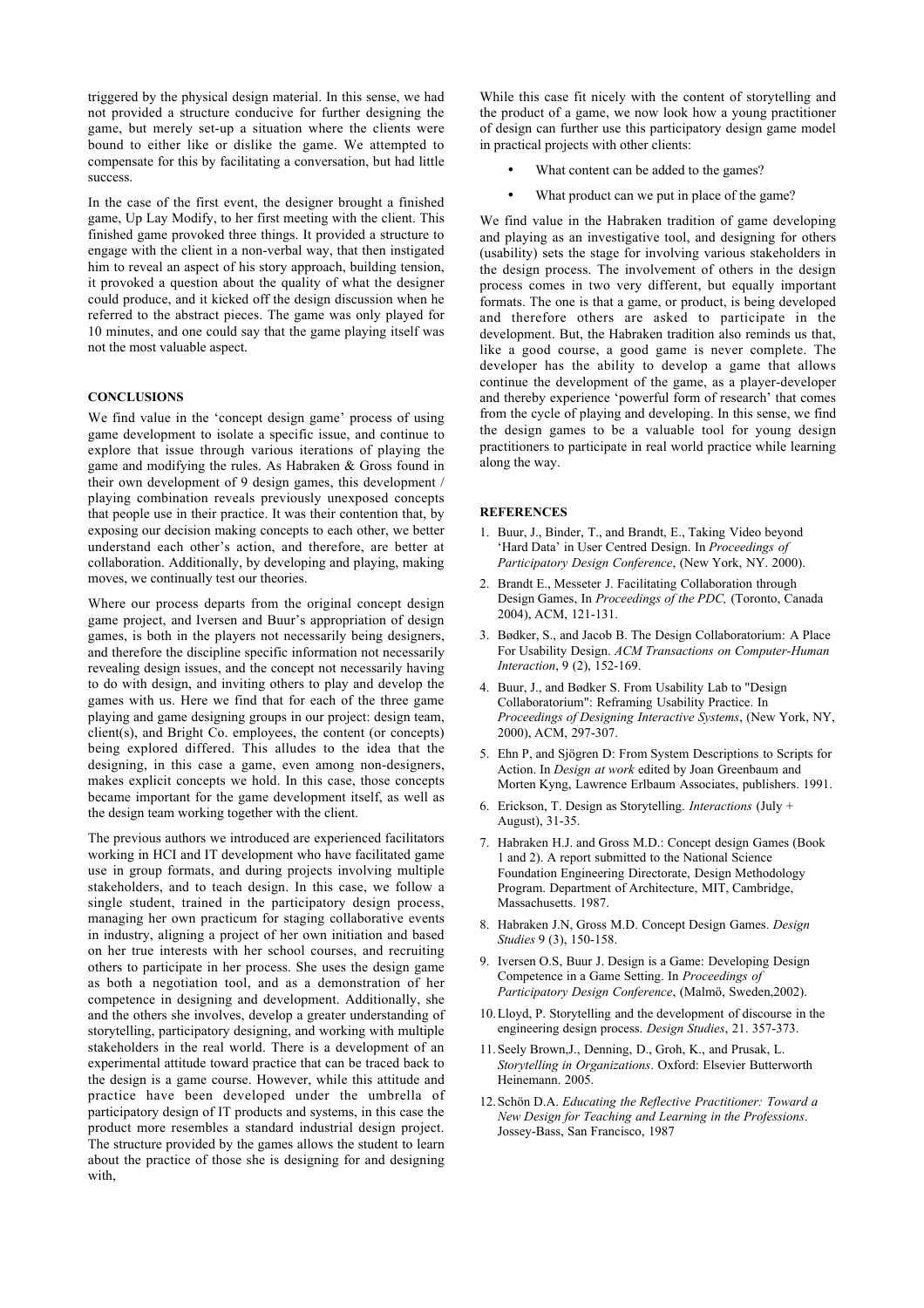triggered by the physical design material. In this sense, we had not provided a structure conducive for further designing the game, but merely set-up a situation where the clients were bound to either like or dislike the game. We attempted to compensate for this by facilitating a conversation, but had little success.

In the case of the first event, the designer brought a finished game, Up Lay Modify, to her first meeting with the client. This finished game provoked three things. It provided a structure to engage with the client in a non-verbal way, that then instigated him to reveal an aspect of his story approach, building tension, it provoked a question about the quality of what the designer could produce, and it kicked off the design discussion when he referred to the abstract pieces. The game was only played for 10 minutes, and one could say that the game playing itself was not the most valuable aspect.

## CONCLUSIONS

We find value in the 'concept design game' process of using game development to isolate a specific issue, and continue to explore that issue through various iterations of playing the game and modifying the rules. As Habraken & Gross found in their own development of 9 design games, this development / playing combination reveals previously unexposed concepts that people use in their practice. It was their contention that, by exposing our decision making concepts to each other, we better understand each other's action, and therefore, are better at collaboration. Additionally, by developing and playing, making moves, we continually test our theories.

Where our process departs from the original concept design game project, and Iversen and Buur's appropriation of design games, is both in the players not necessarily being designers, and therefore the discipline specific information not necessarily revealing design issues, and the concept not necessarily having to do with design, and inviting others to play and develop the games with us. Here we find that for each of the three game playing and game designing groups in our project: design team, client(s), and Bright Co. employees, the content (or concepts) being explored differed. This alludes to the idea that the designing, in this case a game, even among non-designers, makes explicit concepts we hold. In this case, those concepts became important for the game development itself, as well as the design team working together with the client.

The previous authors we introduced are experienced facilitators working in HCI and IT development who have facilitated game use in group formats, and during projects involving multiple stakeholders, and to teach design. In this case, we follow a single student, trained in the participatory design process, managing her own practicum for staging collaborative events in industry, aligning a project of her own initiation and based on her true interests with her school courses, and recruiting others to participate in her process. She uses the design game as both a negotiation tool, and as a demonstration of her competence in designing and development. Additionally, she and the others she involves, develop a greater understanding of storytelling, participatory designing, and working with multiple stakeholders in the real world. There is a development of an experimental attitude toward practice that can be traced back to the design is a game course. However, while this attitude and practice have been developed under the umbrella of participatory design of IT products and systems, in this case the product more resembles a standard industrial design project. The structure provided by the games allows the student to learn about the practice of those she is designing for and designing with,

While this case fit nicely with the content of storytelling and the product of a game, we now look how a young practitioner of design can further use this participatory design game model in practical projects with other clients:

- What content can be added to the games?
- What product can we put in place of the game?

We find value in the Habraken tradition of game developing and playing as an investigative tool, and designing for others (usability) sets the stage for involving various stakeholders in the design process. The involvement of others in the design process comes in two very different, but equally important formats. The one is that a game, or product, is being developed and therefore others are asked to participate in the development. But, the Habraken tradition also reminds us that, like a good course, a good game is never complete. The developer has the ability to develop a game that allows continue the development of the game, as a player-developer and thereby experience 'powerful form of research' that comes from the cycle of playing and developing. In this sense, we find the design games to be a valuable tool for young design practitioners to participate in real world practice while learning along the way.

## REFERENCES

1. Buur, J., Binder, T., and Brandt, E., Taking Video beyond 'Hard Data' in User Centred Design. In *Proceedings of Participatory Design Conference*, (New York, NY. 2000).
2. Brandt E., Messeter J. Facilitating Collaboration through Design Games, In *Proceedings of the PDC,* (Toronto, Canada 2004), ACM, 121-131.
3. Bødker, S., and Jacob B. The Design Collaboratorium: A Place For Usability Design. *ACM Transactions on Computer-Human Interaction*, 9 (2), 152-169.
4. Buur, J., and Bødker S. From Usability Lab to "Design Collaboratorium": Reframing Usability Practice. In *Proceedings of Designing Interactive Systems*, (New York, NY, 2000), ACM, 297-307.
5. Ehn P, and Sjögren D: From System Descriptions to Scripts for Action. In *Design at work* edited by Joan Greenbaum and Morten Kyng, Lawrence Erlbaum Associates, publishers. 1991.
6. Erickson, T. Design as Storytelling. *Interactions* (July + August), 31-35.
7. Habraken H.J. and Gross M.D.: Concept design Games (Book 1 and 2). A report submitted to the National Science Foundation Engineering Directorate, Design Methodology Program. Department of Architecture, MIT, Cambridge, Massachusetts. 1987.
8. Habraken J.N, Gross M.D. Concept Design Games. *Design Studies* 9 (3), 150-158.
9. Iversen O.S, Buur J. Design is a Game: Developing Design Competence in a Game Setting. In *Proceedings of Participatory Design Conference*, (Malmö, Sweden,2002).
10. Lloyd, P. Storytelling and the development of discourse in the engineering design process. *Design Studies*, 21. 357-373.
11. Seely Brown,J., Denning, D., Groh, K., and Prusak, L. *Storytelling in Organizations*. Oxford: Elsevier Butterworth Heinemann. 2005.
12. Schön D.A. *Educating the Reflective Practitioner: Toward a New Design for Teaching and Learning in the Professions*. Jossey-Bass, San Francisco, 1987